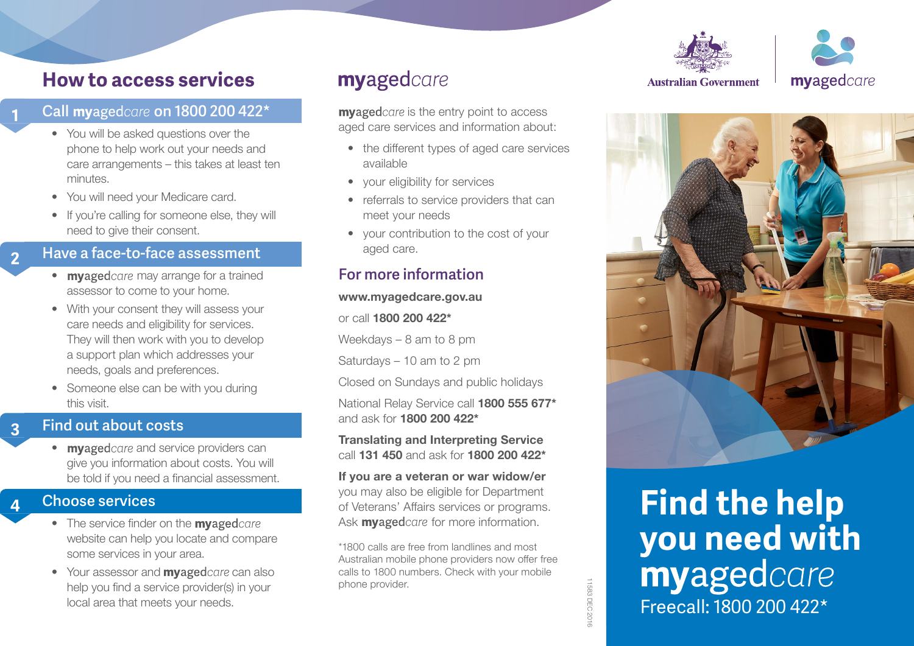# How to access services

## 1 Call myagedcare on 1800 200 422*

- You will be asked questions over the phone to help work out your needs and care arrangements – this takes at least ten minutes.
- You will need your Medicare card.
- If you're calling for someone else, they will need to give their consent.

## 2 Have a face-to-face assessment

- **my**aged*care* may arrange for a trained assessor to come to your home.
- With your consent they will assess your care needs and eligibility for services. They will then work with you to develop a support plan which addresses your needs, goals and preferences.
- Someone else can be with you during this visit.

## 3 Find out about costs

- **my**aged*care* and service providers can give you information about costs. You will be told if you need a financial assessment.

## 4 Choose services

- The service finder on the **my**aged*care* website can help you locate and compare some services in your area.
- Your assessor and **my**aged*care* can also help you find a service provider(s) in your local area that meets your needs.

# myagedcare

**my**aged*care* is the entry point to access aged care services and information about:

- the different types of aged care services available
- your eligibility for services
- referrals to service providers that can meet your needs
- your contribution to the cost of your aged care.

## For more information

**www.myagedcare.gov.au**

or call **1800 200 422***

Weekdays – 8 am to 8 pm

Saturdays – 10 am to 2 pm

Closed on Sundays and public holidays

National Relay Service call **1800 555 677*** and ask for **1800 200 422***

**Translating and Interpreting Service** call **131 450** and ask for **1800 200 422***

**If you are a veteran or war widow/er** you may also be eligible for Department of Veterans' Affairs services or programs. Ask **my**aged*care* for more information.

*1800 calls are free from landlines and most Australian mobile phone providers now offer free calls to 1800 numbers. Check with your mobile phone provider.

11583 DEC 2016

Australian Government | myagedcare

# Find the help you need with myagedcare

Freecall: 1800 200 422*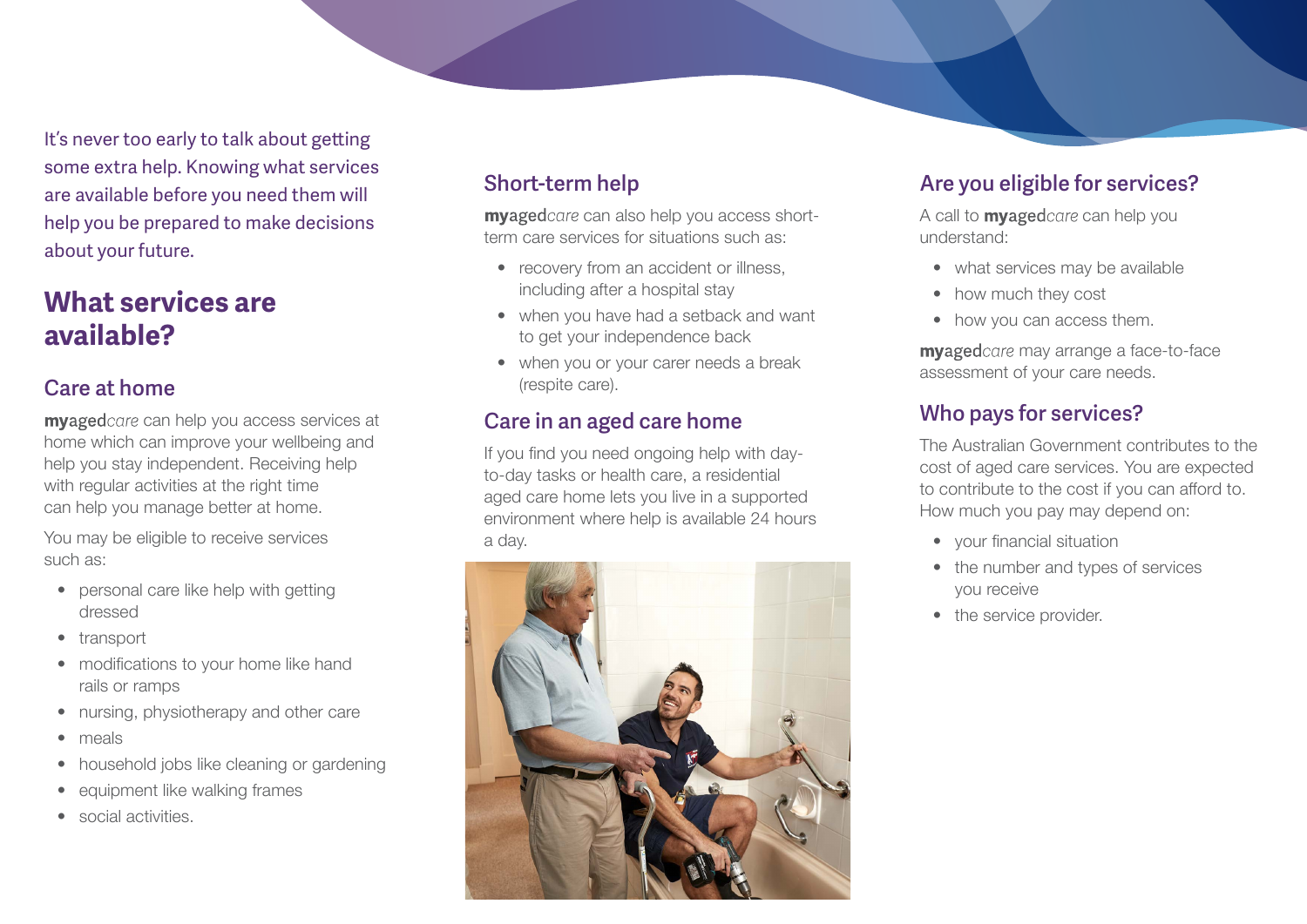It's never too early to talk about getting some extra help. Knowing what services are available before you need them will help you be prepared to make decisions about your future.

# What services are available?

## Care at home

**myaged***care* can help you access services at home which can improve your wellbeing and help you stay independent. Receiving help with regular activities at the right time can help you manage better at home.

You may be eligible to receive services such as:

- personal care like help with getting dressed
- transport
- modifications to your home like hand rails or ramps
- nursing, physiotherapy and other care
- meals
- household jobs like cleaning or gardening
- equipment like walking frames
- social activities.

## Short-term help

**myaged***care* can also help you access short-term care services for situations such as:

- recovery from an accident or illness, including after a hospital stay
- when you have had a setback and want to get your independence back
- when you or your carer needs a break (respite care).

## Care in an aged care home

If you find you need ongoing help with day-to-day tasks or health care, a residential aged care home lets you live in a supported environment where help is available 24 hours a day.

## Are you eligible for services?

A call to **myaged***care* can help you understand:

- what services may be available
- how much they cost
- how you can access them.

**myaged***care* may arrange a face-to-face assessment of your care needs.

## Who pays for services?

The Australian Government contributes to the cost of aged care services. You are expected to contribute to the cost if you can afford to. How much you pay may depend on:

- your financial situation
- the number and types of services you receive
- the service provider.